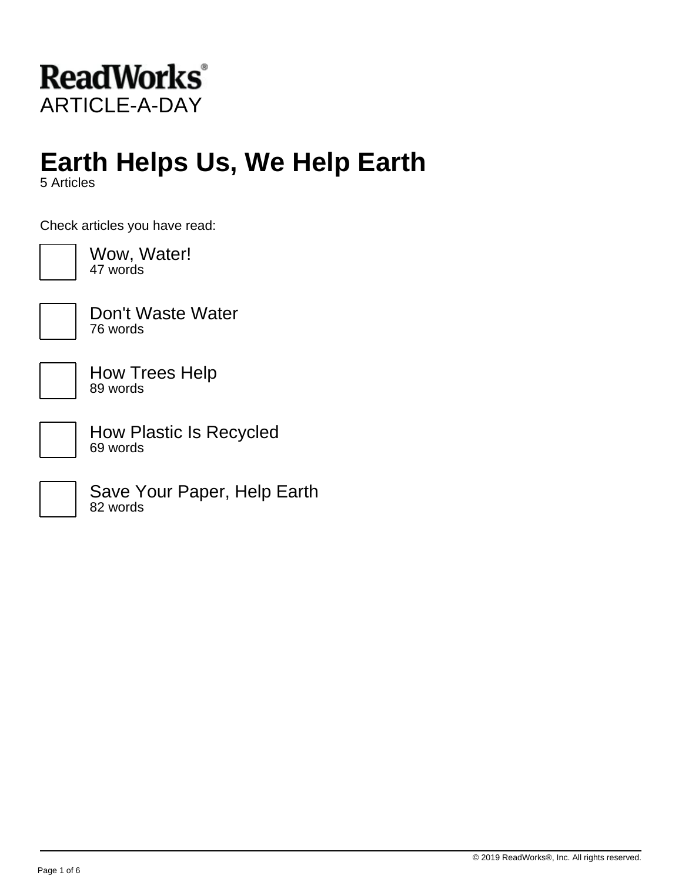ReadWorks®
ARTICLE-A-DAY

# Earth Helps Us, We Help Earth

5 Articles

Check articles you have read:

- [ ] Wow, Water!
  47 words
- [ ] Don't Waste Water
  76 words
- [ ] How Trees Help
  89 words
- [ ] How Plastic Is Recycled
  69 words
- [ ] Save Your Paper, Help Earth
  82 words

© 2019 ReadWorks®, Inc. All rights reserved.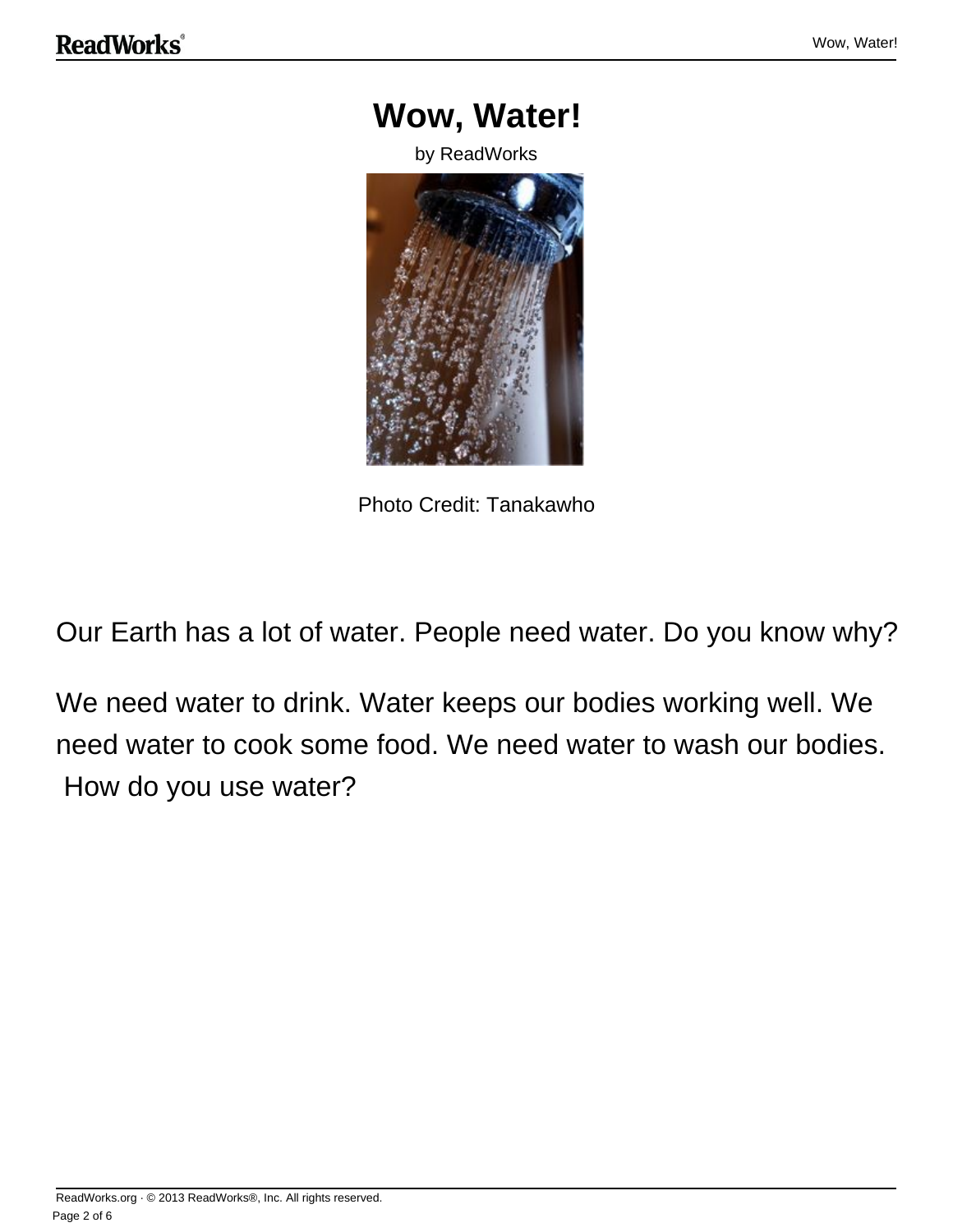# Wow, Water!

by ReadWorks

Photo Credit: Tanakawho

Our Earth has a lot of water. People need water. Do you know why?

We need water to drink. Water keeps our bodies working well. We need water to cook some food. We need water to wash our bodies. How do you use water?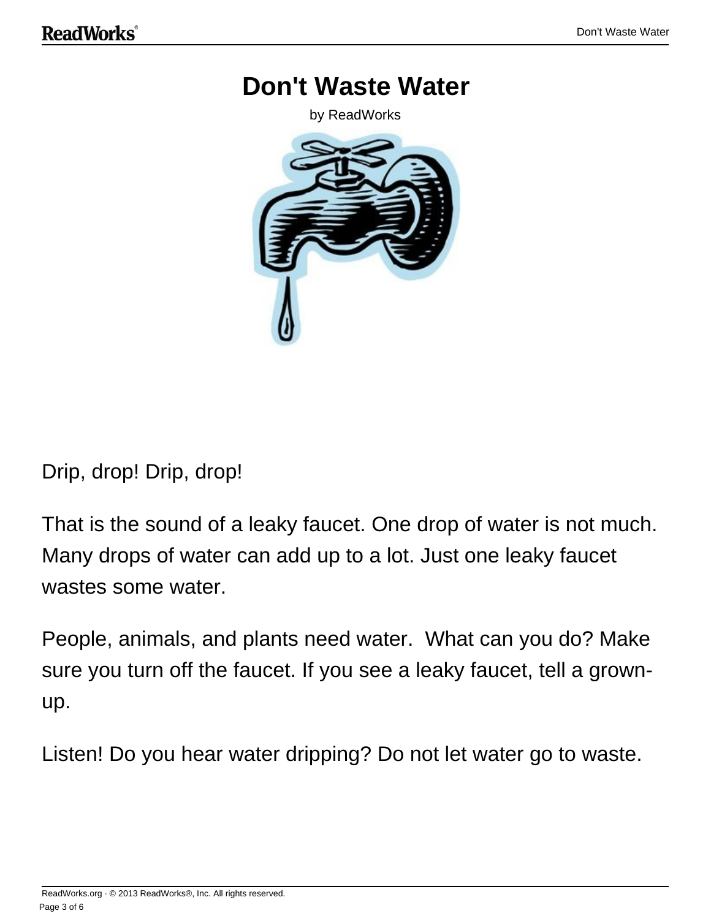# Don't Waste Water

by ReadWorks

Drip, drop! Drip, drop!

That is the sound of a leaky faucet. One drop of water is not much. Many drops of water can add up to a lot. Just one leaky faucet wastes some water.

People, animals, and plants need water. What can you do? Make sure you turn off the faucet. If you see a leaky faucet, tell a grown-up.

Listen! Do you hear water dripping? Do not let water go to waste.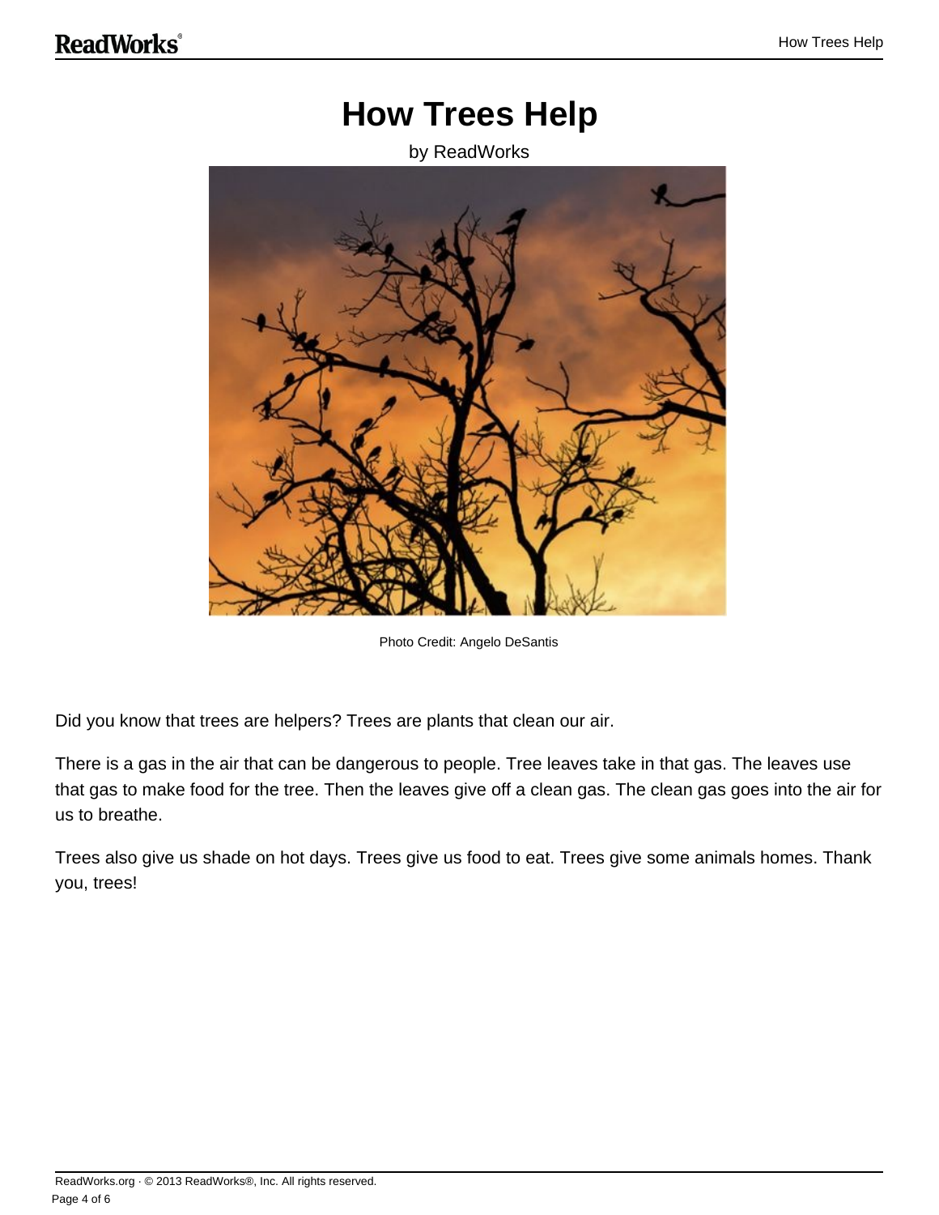# How Trees Help

by ReadWorks

Photo Credit: Angelo DeSantis

Did you know that trees are helpers? Trees are plants that clean our air.

There is a gas in the air that can be dangerous to people. Tree leaves take in that gas. The leaves use that gas to make food for the tree. Then the leaves give off a clean gas. The clean gas goes into the air for us to breathe.

Trees also give us shade on hot days. Trees give us food to eat. Trees give some animals homes. Thank you, trees!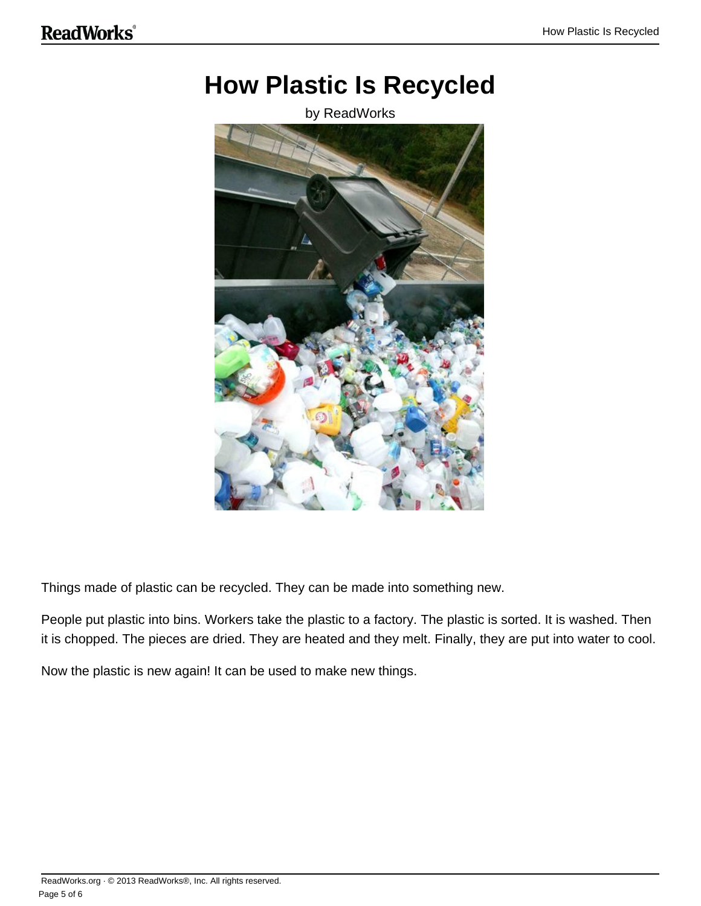# How Plastic Is Recycled

by ReadWorks

Things made of plastic can be recycled. They can be made into something new.

People put plastic into bins. Workers take the plastic to a factory. The plastic is sorted. It is washed. Then it is chopped. The pieces are dried. They are heated and they melt. Finally, they are put into water to cool.

Now the plastic is new again! It can be used to make new things.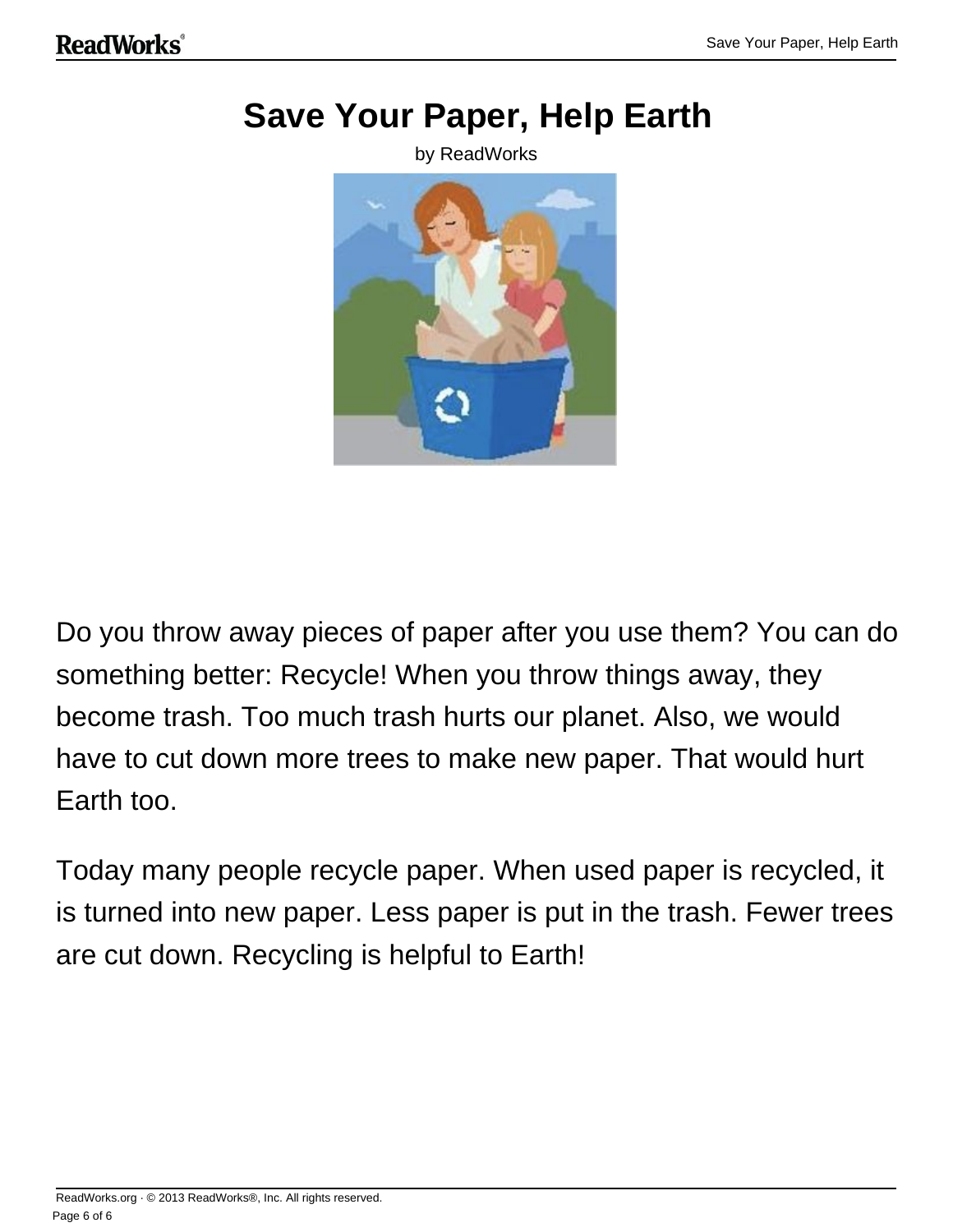# Save Your Paper, Help Earth

by ReadWorks

Do you throw away pieces of paper after you use them? You can do something better: Recycle! When you throw things away, they become trash. Too much trash hurts our planet. Also, we would have to cut down more trees to make new paper. That would hurt Earth too.

Today many people recycle paper. When used paper is recycled, it is turned into new paper. Less paper is put in the trash. Fewer trees are cut down. Recycling is helpful to Earth!